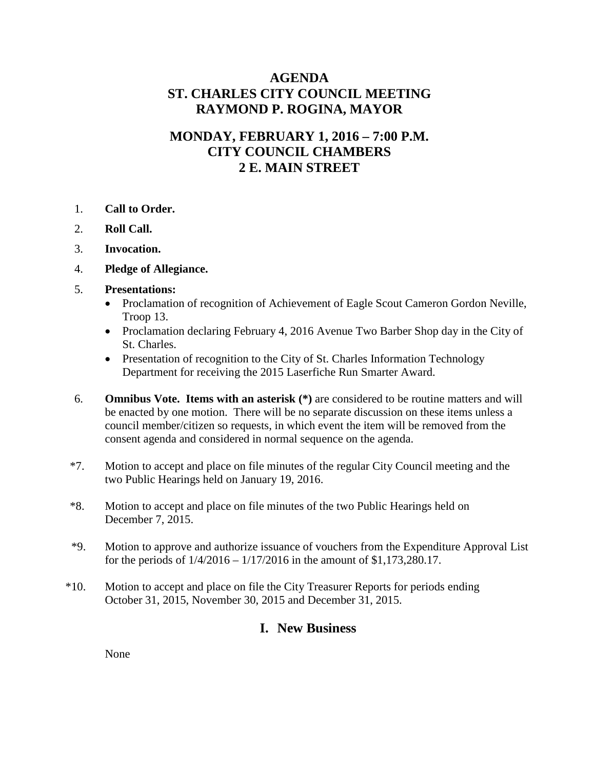# AGENDA
# ST. CHARLES CITY COUNCIL MEETING
# RAYMOND P. ROGINA, MAYOR

## MONDAY, FEBRUARY 1, 2016 – 7:00 P.M.
## CITY COUNCIL CHAMBERS
## 2 E. MAIN STREET

1. **Call to Order.**
2. **Roll Call.**
3. **Invocation.**
4. **Pledge of Allegiance.**
5. **Presentations:**
   - Proclamation of recognition of Achievement of Eagle Scout Cameron Gordon Neville, Troop 13.
   - Proclamation declaring February 4, 2016 Avenue Two Barber Shop day in the City of St. Charles.
   - Presentation of recognition to the City of St. Charles Information Technology Department for receiving the 2015 Laserfiche Run Smarter Award.
6. **Omnibus Vote. Items with an asterisk (*)** are considered to be routine matters and will be enacted by one motion. There will be no separate discussion on these items unless a council member/citizen so requests, in which event the item will be removed from the consent agenda and considered in normal sequence on the agenda.

*7. Motion to accept and place on file minutes of the regular City Council meeting and the two Public Hearings held on January 19, 2016.

*8. Motion to accept and place on file minutes of the two Public Hearings held on December 7, 2015.

*9. Motion to approve and authorize issuance of vouchers from the Expenditure Approval List for the periods of 1/4/2016 – 1/17/2016 in the amount of $1,173,280.17.

*10. Motion to accept and place on file the City Treasurer Reports for periods ending October 31, 2015, November 30, 2015 and December 31, 2015.

## I. New Business

None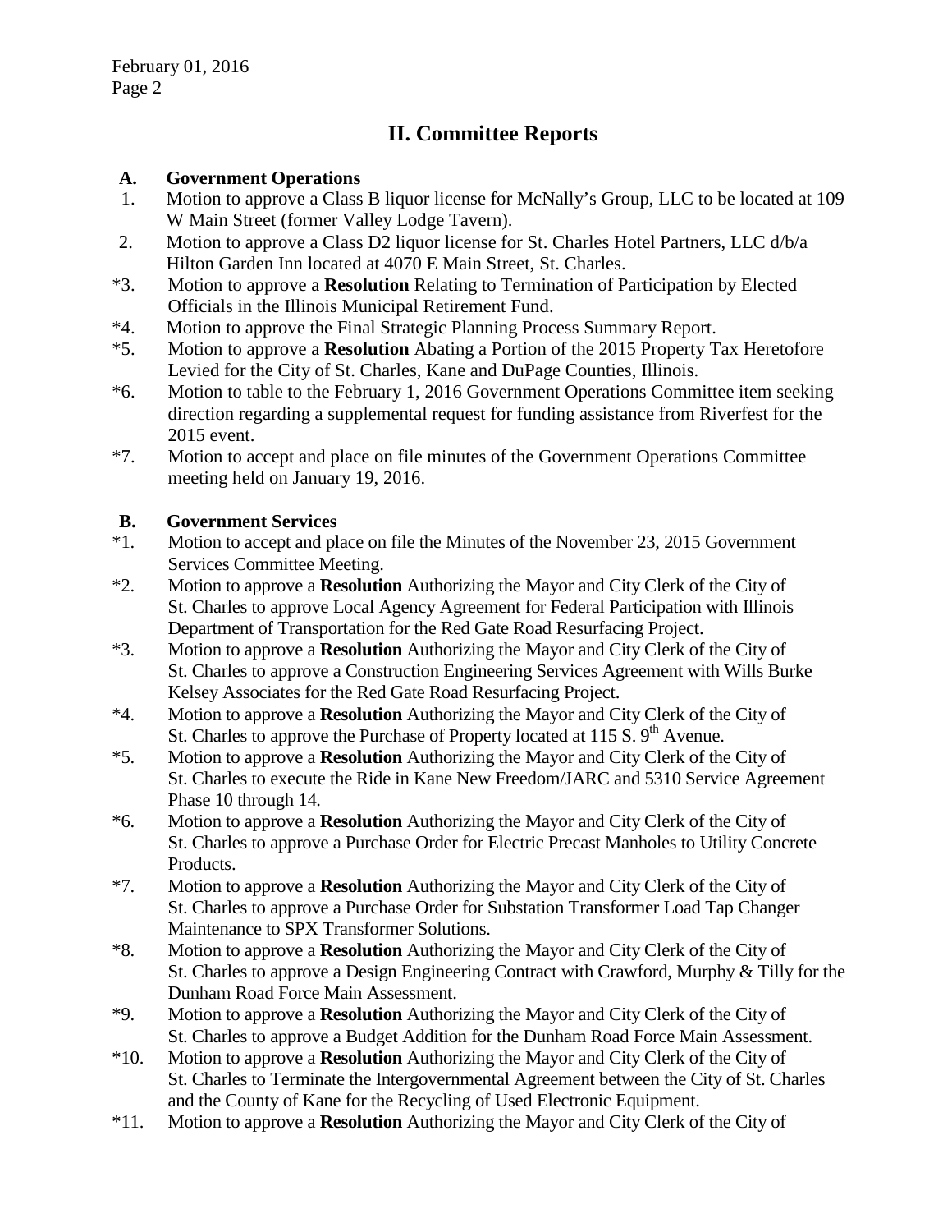## II. Committee Reports

**A. Government Operations**

1. Motion to approve a Class B liquor license for McNally's Group, LLC to be located at 109 W Main Street (former Valley Lodge Tavern).
2. Motion to approve a Class D2 liquor license for St. Charles Hotel Partners, LLC d/b/a Hilton Garden Inn located at 4070 E Main Street, St. Charles.

*3. Motion to approve a **Resolution** Relating to Termination of Participation by Elected Officials in the Illinois Municipal Retirement Fund.

*4. Motion to approve the Final Strategic Planning Process Summary Report.

*5. Motion to approve a **Resolution** Abating a Portion of the 2015 Property Tax Heretofore Levied for the City of St. Charles, Kane and DuPage Counties, Illinois.

*6. Motion to table to the February 1, 2016 Government Operations Committee item seeking direction regarding a supplemental request for funding assistance from Riverfest for the 2015 event.

*7. Motion to accept and place on file minutes of the Government Operations Committee meeting held on January 19, 2016.

**B. Government Services**

*1. Motion to accept and place on file the Minutes of the November 23, 2015 Government Services Committee Meeting.

*2. Motion to approve a **Resolution** Authorizing the Mayor and City Clerk of the City of St. Charles to approve Local Agency Agreement for Federal Participation with Illinois Department of Transportation for the Red Gate Road Resurfacing Project.

*3. Motion to approve a **Resolution** Authorizing the Mayor and City Clerk of the City of St. Charles to approve a Construction Engineering Services Agreement with Wills Burke Kelsey Associates for the Red Gate Road Resurfacing Project.

*4. Motion to approve a **Resolution** Authorizing the Mayor and City Clerk of the City of St. Charles to approve the Purchase of Property located at 115 S. 9th Avenue.

*5. Motion to approve a **Resolution** Authorizing the Mayor and City Clerk of the City of St. Charles to execute the Ride in Kane New Freedom/JARC and 5310 Service Agreement Phase 10 through 14.

*6. Motion to approve a **Resolution** Authorizing the Mayor and City Clerk of the City of St. Charles to approve a Purchase Order for Electric Precast Manholes to Utility Concrete Products.

*7. Motion to approve a **Resolution** Authorizing the Mayor and City Clerk of the City of St. Charles to approve a Purchase Order for Substation Transformer Load Tap Changer Maintenance to SPX Transformer Solutions.

*8. Motion to approve a **Resolution** Authorizing the Mayor and City Clerk of the City of St. Charles to approve a Design Engineering Contract with Crawford, Murphy & Tilly for the Dunham Road Force Main Assessment.

*9. Motion to approve a **Resolution** Authorizing the Mayor and City Clerk of the City of St. Charles to approve a Budget Addition for the Dunham Road Force Main Assessment.

*10. Motion to approve a **Resolution** Authorizing the Mayor and City Clerk of the City of St. Charles to Terminate the Intergovernmental Agreement between the City of St. Charles and the County of Kane for the Recycling of Used Electronic Equipment.

*11. Motion to approve a **Resolution** Authorizing the Mayor and City Clerk of the City of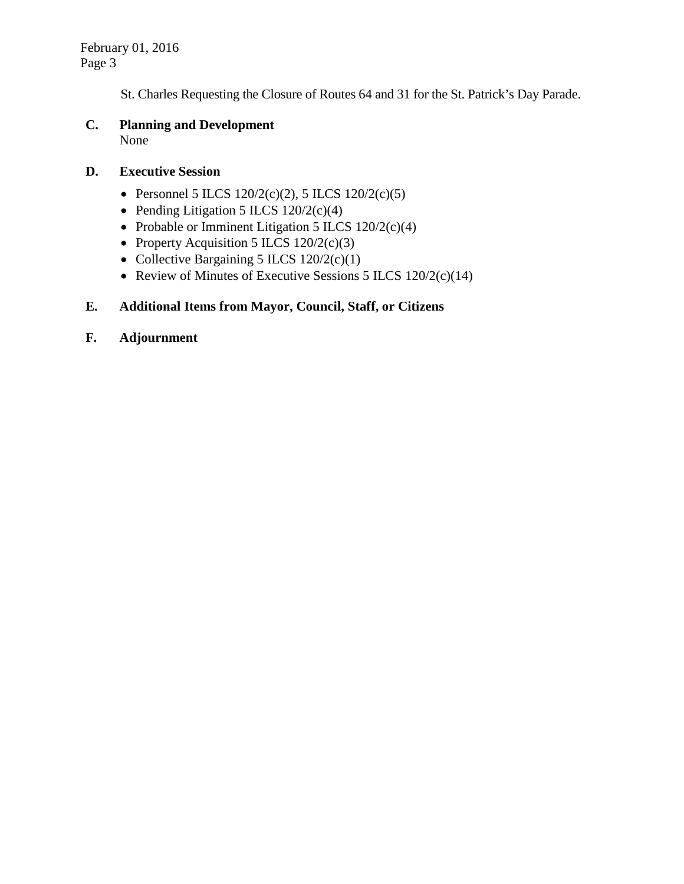St. Charles Requesting the Closure of Routes 64 and 31 for the St. Patrick's Day Parade.

**C. Planning and Development**

None

**D. Executive Session**

- Personnel 5 ILCS 120/2(c)(2), 5 ILCS 120/2(c)(5)
- Pending Litigation 5 ILCS 120/2(c)(4)
- Probable or Imminent Litigation 5 ILCS 120/2(c)(4)
- Property Acquisition 5 ILCS 120/2(c)(3)
- Collective Bargaining 5 ILCS 120/2(c)(1)
- Review of Minutes of Executive Sessions 5 ILCS 120/2(c)(14)

**E. Additional Items from Mayor, Council, Staff, or Citizens**

**F. Adjournment**